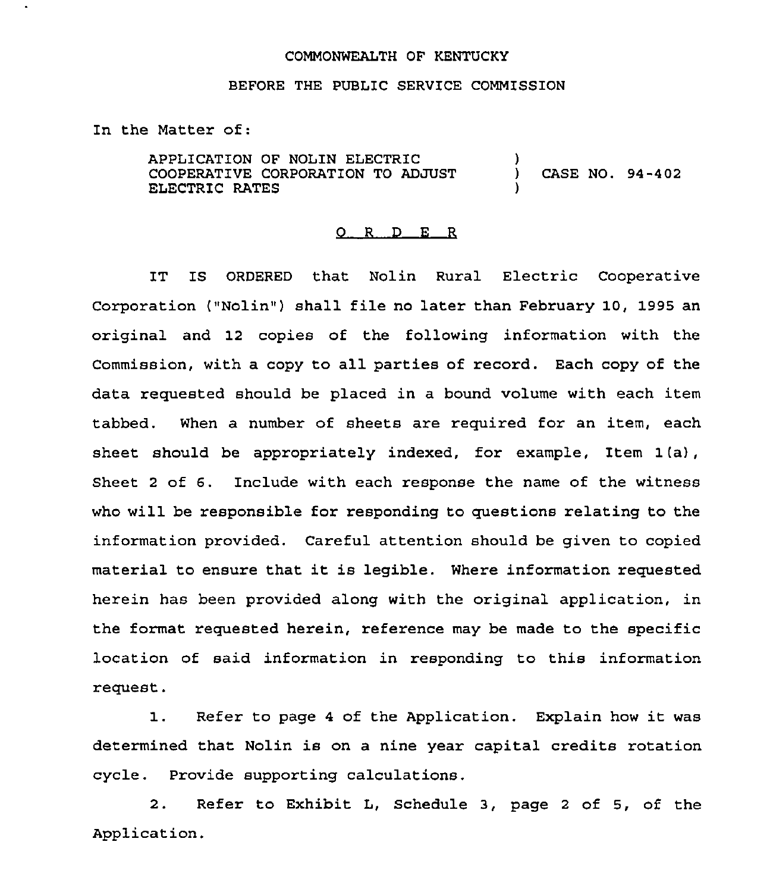COMMONWEALTH OF KENTUCKY

BEFORE THE PUBLIC SERVICE COMMISSION

In the Matter of:

| | | |
|---|---|---|
| APPLICATION OF NOLIN ELECTRIC COOPERATIVE CORPORATION TO ADJUST ELECTRIC RATES | ) ) ) | CASE NO. 94-402 |

## O R D E R

IT IS ORDERED that Nolin Rural Electric Cooperative Corporation ("Nolin") shall file no later than February 10, 1995 an original and 12 copies of the following information with the Commission, with a copy to all parties of record. Each copy of the data requested should be placed in a bound volume with each item tabbed. When a number of sheets are required for an item, each sheet should be appropriately indexed, for example, Item 1(a), Sheet 2 of 6. Include with each response the name of the witness who will be responsible for responding to questions relating to the information provided. Careful attention should be given to copied material to ensure that it is legible. Where information requested herein has been provided along with the original application, in the format requested herein, reference may be made to the specific location of said information in responding to this information request.

1. Refer to page 4 of the Application. Explain how it was determined that Nolin is on a nine year capital credits rotation cycle. Provide supporting calculations.

2. Refer to Exhibit L, Schedule 3, page 2 of 5, of the Application.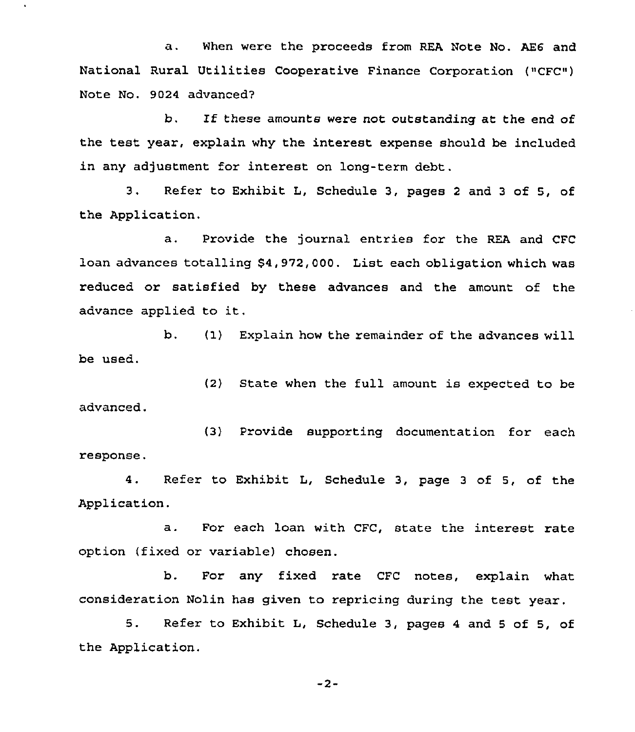a. When were the proceeds from REA Note No. AE6 and National Rural Utilities Cooperative Finance Corporation ("CFC") Note No. 9024 advanced?

b. If these amounts were not outstanding at the end of the test year, explain why the interest expense should be included in any adjustment for interest on long-term debt.

3. Refer to Exhibit L, Schedule 3, pages 2 and 3 of 5, of the Application.

a. Provide the journal entries for the REA and CFC loan advances totalling $4,972,000. List each obligation which was reduced or satisfied by these advances and the amount of the advance applied to it.

b. (1) Explain how the remainder of the advances will be used.

(2) State when the full amount is expected to be advanced.

(3) Provide supporting documentation for each response.

4. Refer to Exhibit L, Schedule 3, page 3 of 5, of the Application.

a. For each loan with CFC, state the interest rate option (fixed or variable) chosen.

b. For any fixed rate CFC notes, explain what consideration Nolin has given to repricing during the test year.

5. Refer to Exhibit L, Schedule 3, pages 4 and 5 of 5, of the Application.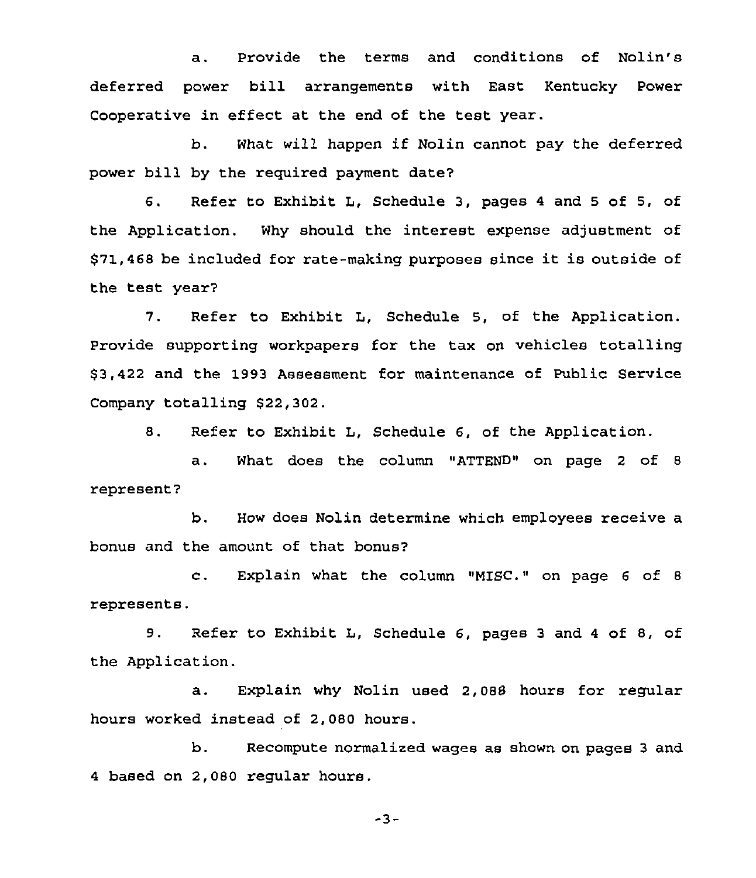a. Provide the terms and conditions of Nolin's deferred power bill arrangements with East Kentucky Power Cooperative in effect at the end of the test year.

b. What will happen if Nolin cannot pay the deferred power bill by the required payment date?

6. Refer to Exhibit L, Schedule 3, pages 4 and 5 of 5, of the Application. Why should the interest expense adjustment of $71,468 be included for rate-making purposes since it is outside of the test year?

7. Refer to Exhibit L, Schedule 5, of the Application. Provide supporting workpapers for the tax on vehicles totalling $3,422 and the 1993 Assessment for maintenance of Public Service Company totalling $22,302.

8. Refer to Exhibit L, Schedule 6, of the Application.

a. What does the column "ATTEND" on page 2 of 8 represent?

b. How does Nolin determine which employees receive a bonus and the amount of that bonus?

c. Explain what the column "MISC." on page 6 of 8 represents.

9. Refer to Exhibit L, Schedule 6, pages 3 and 4 of 8, of the Application.

a. Explain why Nolin used 2,088 hours for regular hours worked instead of 2,080 hours.

b. Recompute normalized wages as shown on pages 3 and 4 based on 2,080 regular hours.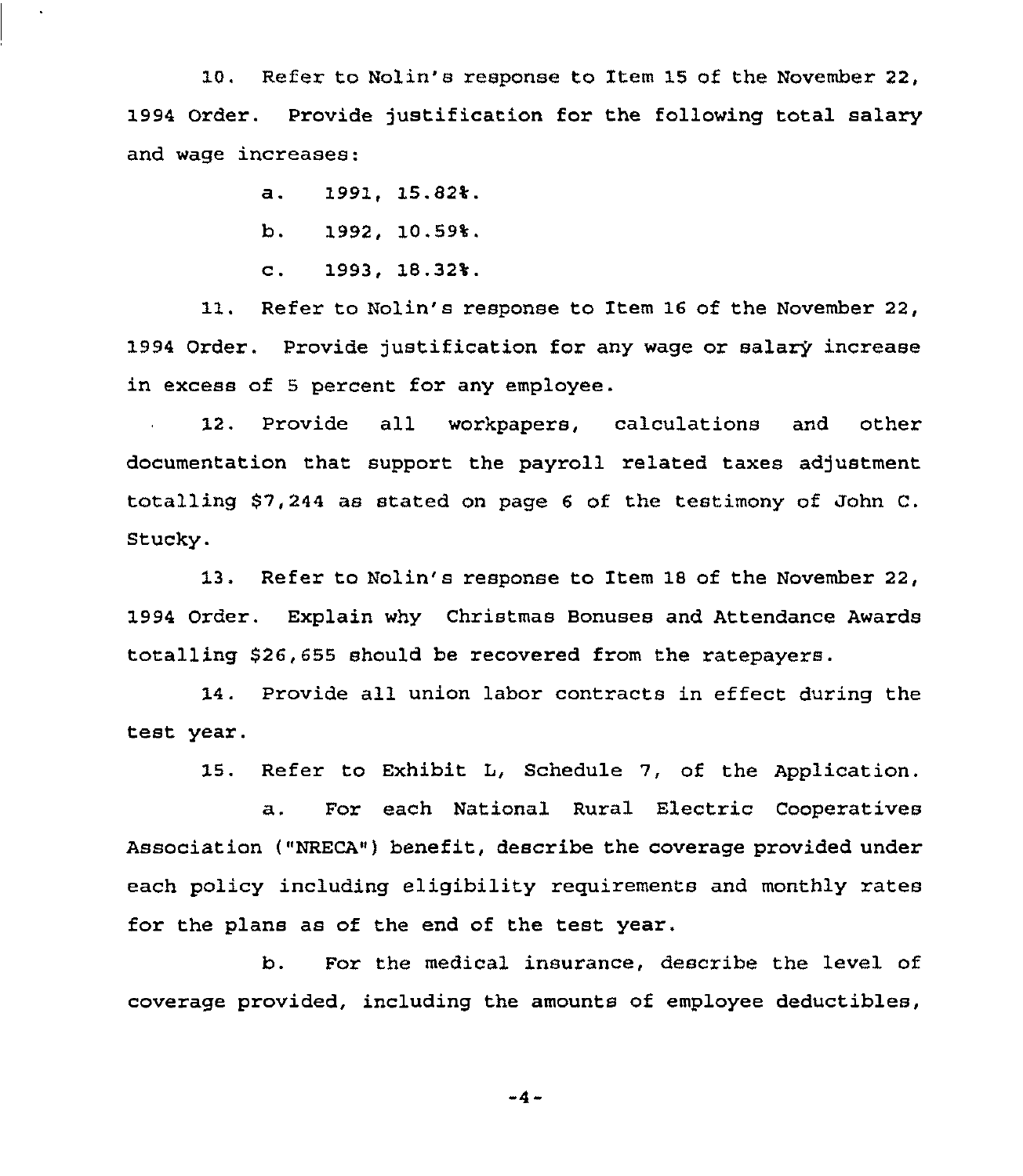10. Refer to Nolin's response to Item 15 of the November 22, 1994 Order. Provide justification for the following total salary and wage increases:

a. 1991, 15.82%.

b. 1992, 10.59%.

c. 1993, 18.32%.

11. Refer to Nolin's response to Item 16 of the November 22, 1994 Order. Provide justification for any wage or salary increase in excess of 5 percent for any employee.

12. Provide all workpapers, calculations and other documentation that support the payroll related taxes adjustment totalling $7,244 as stated on page 6 of the testimony of John C. Stucky.

13. Refer to Nolin's response to Item 18 of the November 22, 1994 Order. Explain why Christmas Bonuses and Attendance Awards totalling $26,655 should be recovered from the ratepayers.

14. Provide all union labor contracts in effect during the test year.

15. Refer to Exhibit L, Schedule 7, of the Application.

a. For each National Rural Electric Cooperatives Association ("NRECA") benefit, describe the coverage provided under each policy including eligibility requirements and monthly rates for the plans as of the end of the test year.

b. For the medical insurance, describe the level of coverage provided, including the amounts of employee deductibles,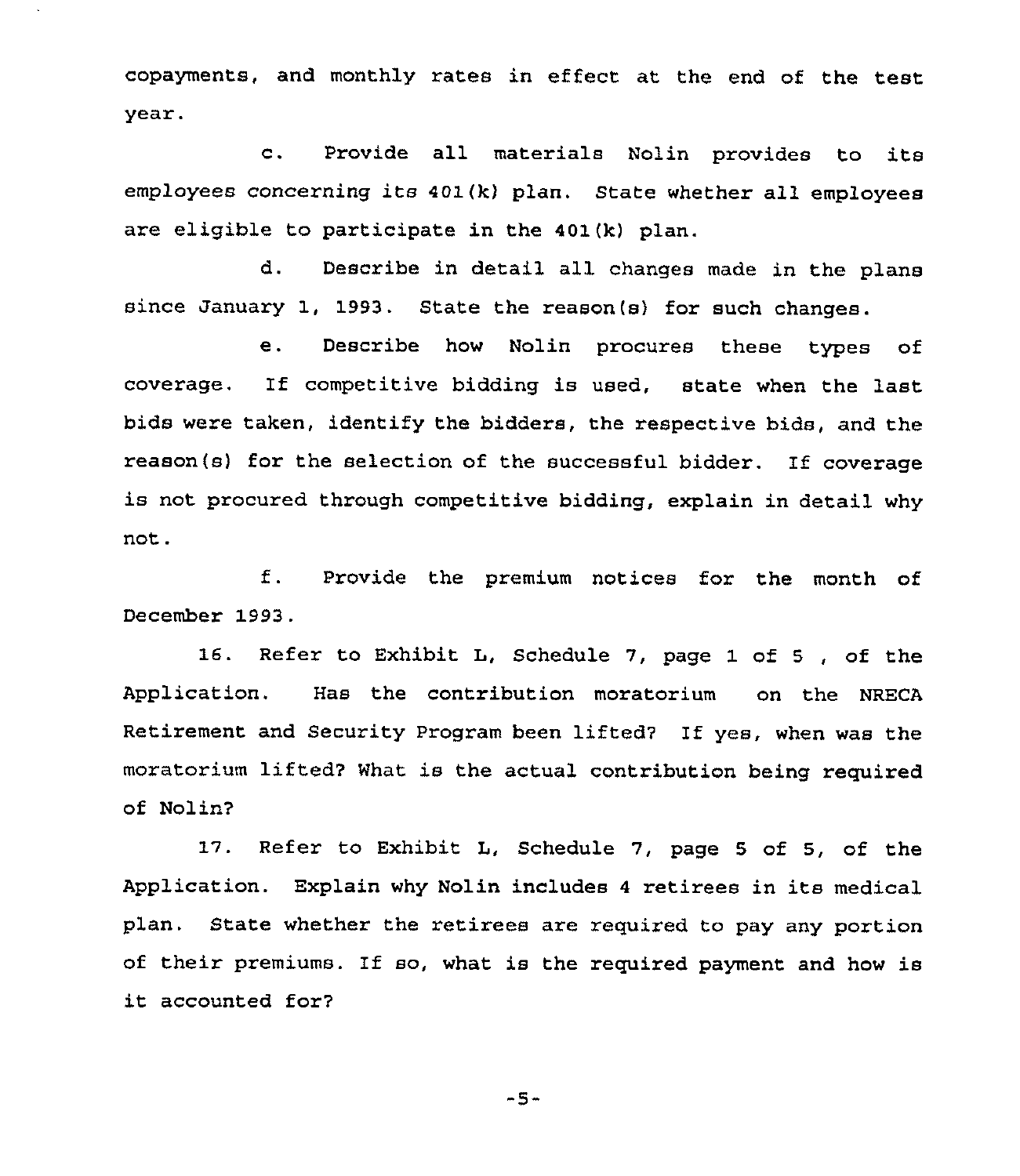copayments, and monthly rates in effect at the end of the test year.

c. Provide all materials Nolin provides to its employees concerning its 401(k) plan. State whether all employees are eligible to participate in the 401(k) plan.

d. Describe in detail all changes made in the plans since January 1, 1993. State the reason(s) for such changes.

e. Describe how Nolin procures these types of coverage. If competitive bidding is used, state when the last bids were taken, identify the bidders, the respective bids, and the reason(s) for the selection of the successful bidder. If coverage is not procured through competitive bidding, explain in detail why not.

f. Provide the premium notices for the month of December 1993.

16. Refer to Exhibit L, Schedule 7, page 1 of 5 , of the Application. Has the contribution moratorium on the NRECA Retirement and Security Program been lifted? If yes, when was the moratorium lifted? What is the actual contribution being required of Nolin?

17. Refer to Exhibit L, Schedule 7, page 5 of 5, of the Application. Explain why Nolin includes 4 retirees in its medical plan. State whether the retirees are required to pay any portion of their premiums. If so, what is the required payment and how is it accounted for?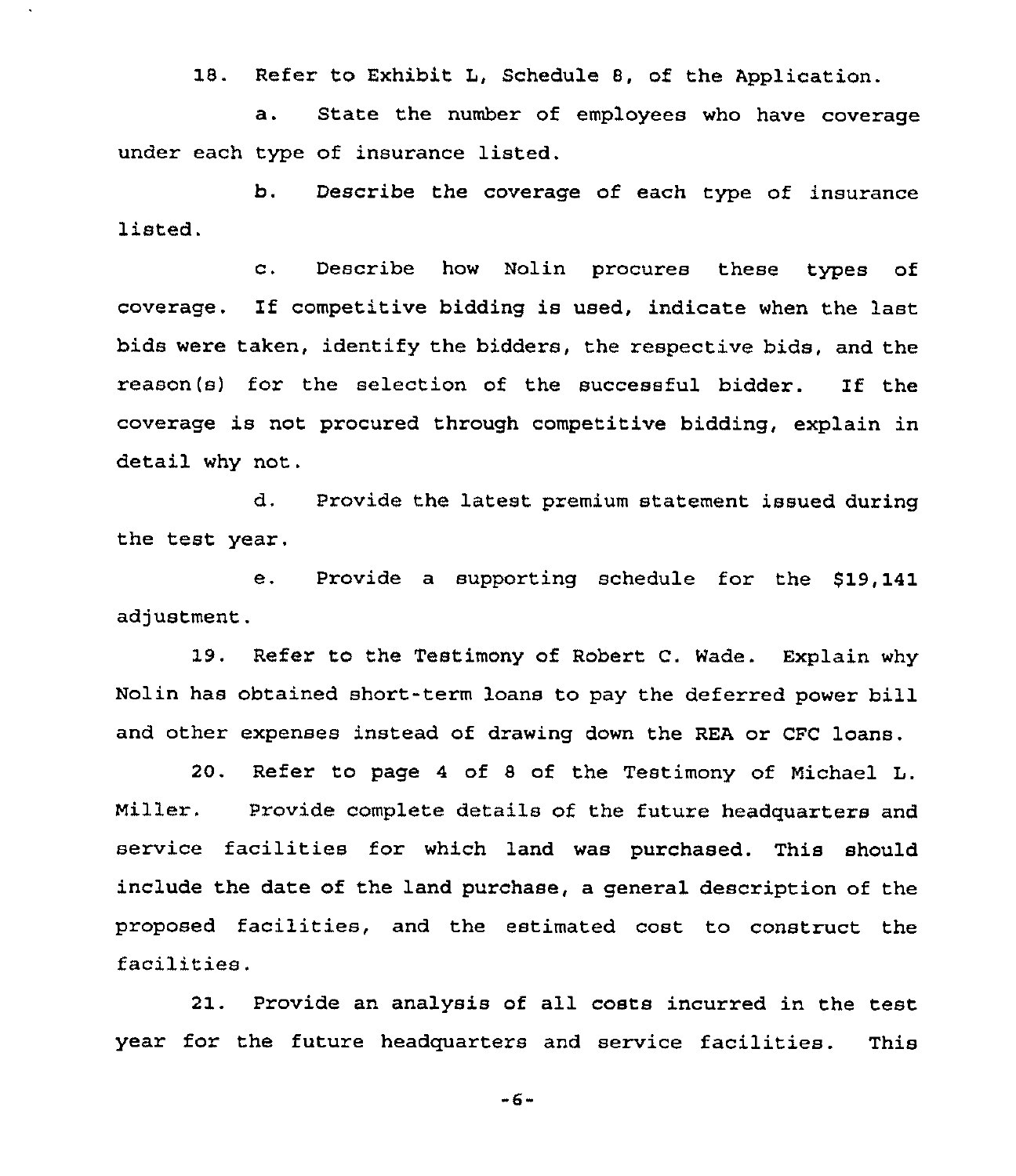18. Refer to Exhibit L, Schedule 8, of the Application.

a. State the number of employees who have coverage under each type of insurance listed.

b. Describe the coverage of each type of insurance listed.

c. Describe how Nolin procures these types of coverage. If competitive bidding is used, indicate when the last bids were taken, identify the bidders, the respective bids, and the reason(s) for the selection of the successful bidder. If the coverage is not procured through competitive bidding, explain in detail why not.

d. Provide the latest premium statement issued during the test year.

e. Provide a supporting schedule for the $19,141 adjustment.

19. Refer to the Testimony of Robert C. Wade. Explain why Nolin has obtained short-term loans to pay the deferred power bill and other expenses instead of drawing down the REA or CFC loans.

20. Refer to page 4 of 8 of the Testimony of Michael L. Miller. Provide complete details of the future headquarters and service facilities for which land was purchased. This should include the date of the land purchase, a general description of the proposed facilities, and the estimated cost to construct the facilities.

21. Provide an analysis of all costs incurred in the test year for the future headquarters and service facilities. This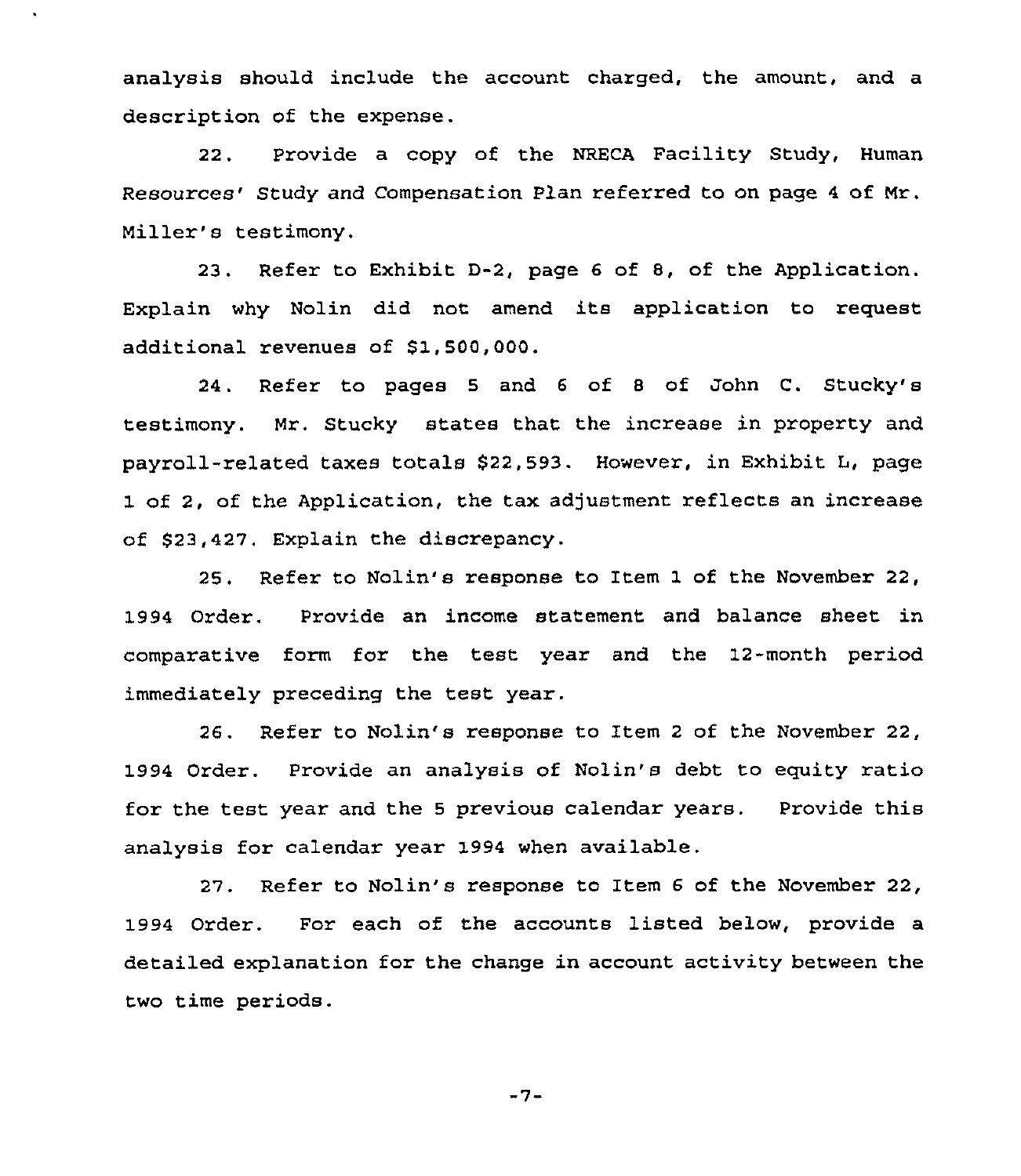analysis should include the account charged, the amount, and a description of the expense.

22. Provide a copy of the NRECA Facility Study, Human Resources' Study and Compensation Plan referred to on page 4 of Mr. Miller's testimony.

23. Refer to Exhibit D-2, page 6 of 8, of the Application. Explain why Nolin did not amend its application to request additional revenues of $1,500,000.

24. Refer to pages 5 and 6 of 8 of John C. Stucky's testimony. Mr. Stucky states that the increase in property and payroll-related taxes totals $22,593. However, in Exhibit L, page 1 of 2, of the Application, the tax adjustment reflects an increase of $23,427. Explain the discrepancy.

25. Refer to Nolin's response to Item 1 of the November 22, 1994 Order. Provide an income statement and balance sheet in comparative form for the test year and the 12-month period immediately preceding the test year.

26. Refer to Nolin's response to Item 2 of the November 22, 1994 Order. Provide an analysis of Nolin's debt to equity ratio for the test year and the 5 previous calendar years. Provide this analysis for calendar year 1994 when available.

27. Refer to Nolin's response to Item 6 of the November 22, 1994 Order. For each of the accounts listed below, provide a detailed explanation for the change in account activity between the two time periods.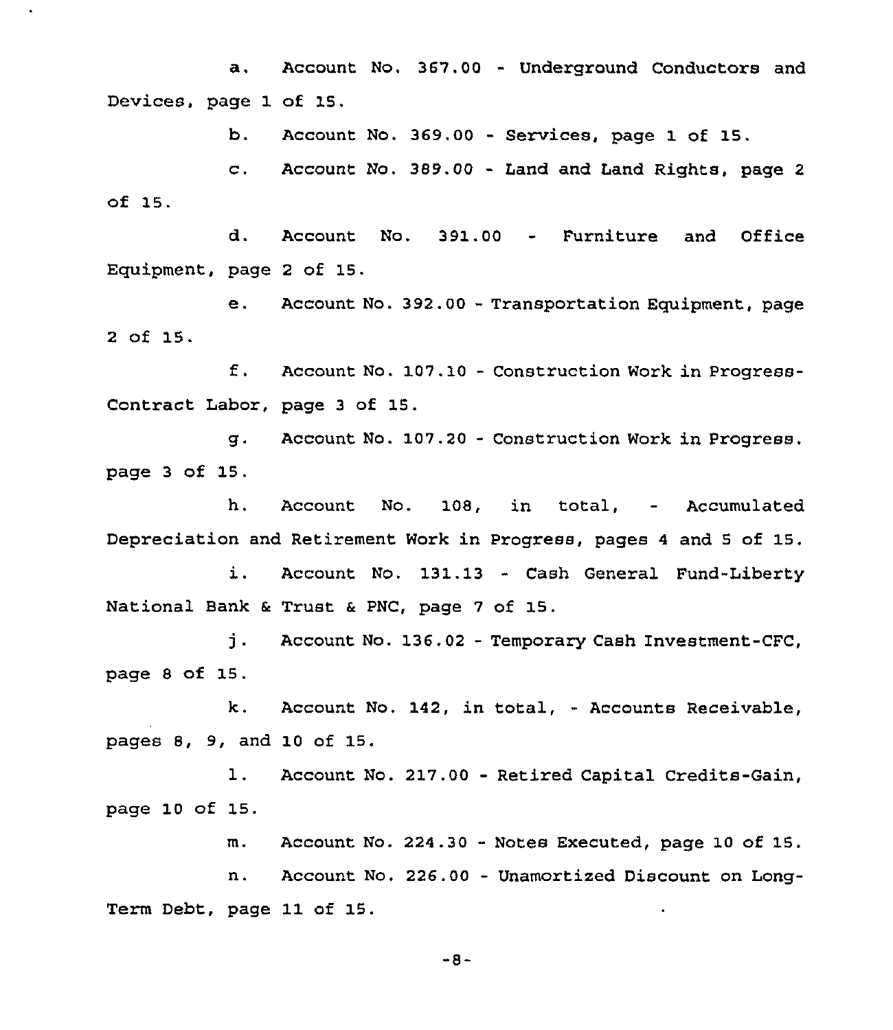a. Account No. 367.00 - Underground Conductors and Devices, page 1 of 15.

b. Account No. 369.00 - Services, page 1 of 15.

c. Account No. 389.00 - Land and Land Rights, page 2 of 15.

d. Account No. 391.00 - Furniture and Office Equipment, page 2 of 15.

e. Account No. 392.00 - Transportation Equipment, page 2 of 15.

f. Account No. 107.10 - Construction Work in Progress-Contract Labor, page 3 of 15.

g. Account No. 107.20 - Construction Work in Progress, page 3 of 15.

h. Account No. 108, in total, - Accumulated Depreciation and Retirement Work in Progress, pages 4 and 5 of 15.

i. Account No. 131.13 - Cash General Fund-Liberty National Bank & Trust & PNC, page 7 of 15.

j. Account No. 136.02 - Temporary Cash Investment-CFC, page 8 of 15.

k. Account No. 142, in total, - Accounts Receivable, pages 8, 9, and 10 of 15.

l. Account No. 217.00 - Retired Capital Credits-Gain, page 10 of 15.

m. Account No. 224.30 - Notes Executed, page 10 of 15.

n. Account No. 226.00 - Unamortized Discount on Long-Term Debt, page 11 of 15.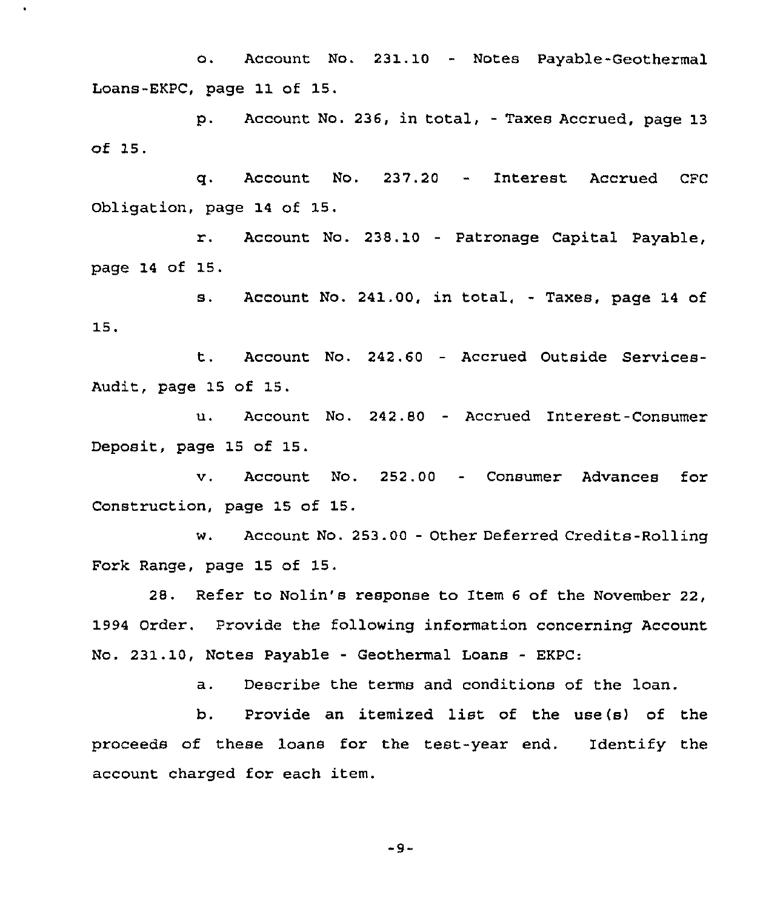o. Account No. 231.10 - Notes Payable-Geothermal Loans-EKPC, page 11 of 15.

p. Account No. 236, in total, - Taxes Accrued, page 13 of 15.

q. Account No. 237.20 - Interest Accrued CFC Obligation, page 14 of 15.

r. Account No. 238.10 - Patronage Capital Payable, page 14 of 15.

s. Account No. 241.00, in total, - Taxes, page 14 of 15.

t. Account No. 242.60 - Accrued Outside Services-Audit, page 15 of 15.

u. Account No. 242.80 - Accrued Interest-Consumer Deposit, page 15 of 15.

v. Account No. 252.00 - Consumer Advances for Construction, page 15 of 15.

w. Account No. 253.00 - Other Deferred Credits-Rolling Fork Range, page 15 of 15.

28. Refer to Nolin's response to Item 6 of the November 22, 1994 Order. Provide the following information concerning Account No. 231.10, Notes Payable - Geothermal Loans - EKPC:

a. Describe the terms and conditions of the loan.

b. Provide an itemized list of the use(s) of the proceeds of these loans for the test-year end. Identify the account charged for each item.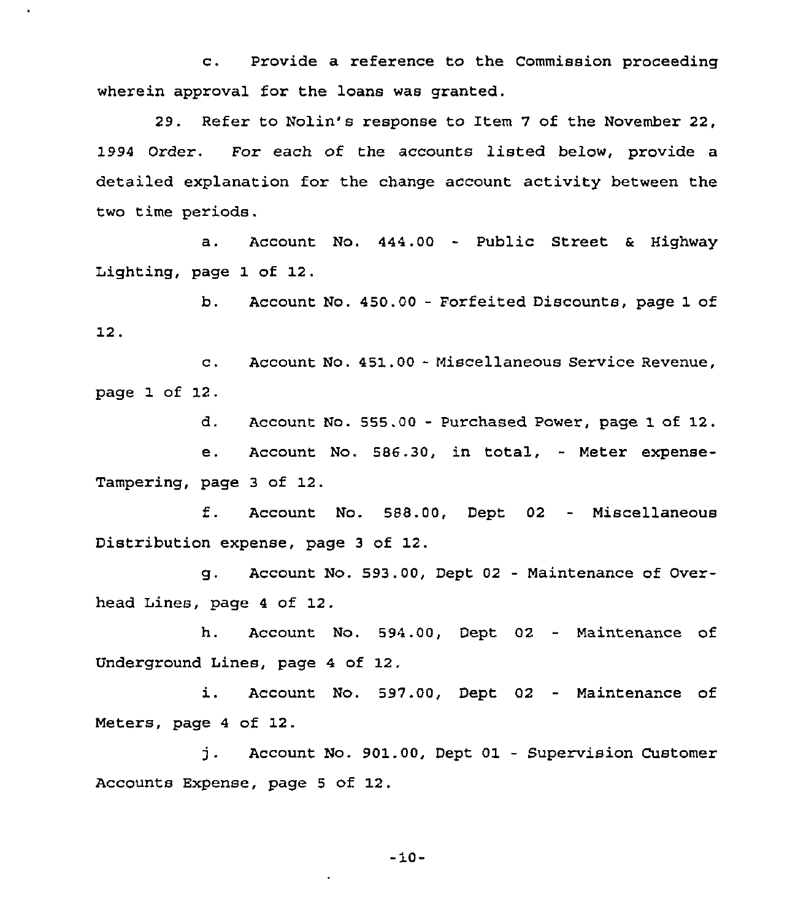c. Provide a reference to the Commission proceeding wherein approval for the loans was granted.

29. Refer to Nolin's response to Item 7 of the November 22, 1994 Order. For each of the accounts listed below, provide a detailed explanation for the change account activity between the two time periods.

a. Account No. 444.00 - Public Street & Highway Lighting, page 1 of 12.

b. Account No. 450.00 - Forfeited Discounts, page 1 of 12.

c. Account No. 451.00 - Miscellaneous Service Revenue, page 1 of 12.

d. Account No. 555.00 - Purchased Power, page 1 of 12.

e. Account No. 586.30, in total, - Meter expense-Tampering, page 3 of 12.

f. Account No. 588.00, Dept 02 - Miscellaneous Distribution expense, page 3 of 12.

g. Account No. 593.00, Dept 02 - Maintenance of Overhead Lines, page 4 of 12.

h. Account No. 594.00, Dept 02 - Maintenance of Underground Lines, page 4 of 12.

i. Account No. 597.00, Dept 02 - Maintenance of Meters, page 4 of 12.

j. Account No. 901.00, Dept 01 - Supervision Customer Accounts Expense, page 5 of 12.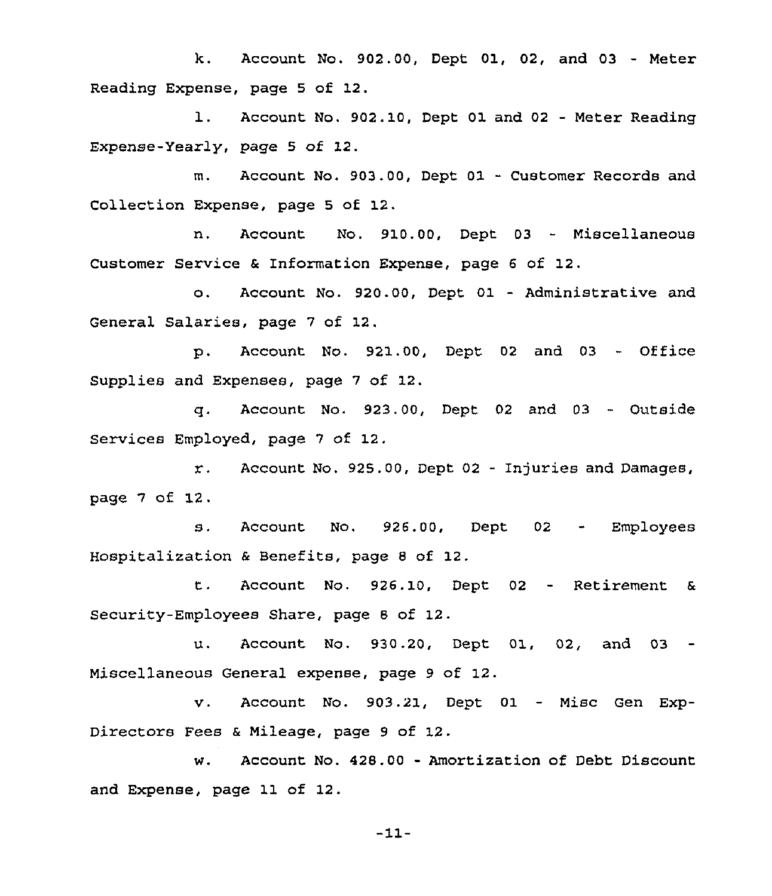k. Account No. 902.00, Dept 01, 02, and 03 - Meter Reading Expense, page 5 of 12.

l. Account No. 902.10, Dept 01 and 02 - Meter Reading Expense-Yearly, page 5 of 12.

m. Account No. 903.00, Dept 01 - Customer Records and Collection Expense, page 5 of 12.

n. Account No. 910.00, Dept 03 - Miscellaneous Customer Service & Information Expense, page 6 of 12.

o. Account No. 920.00, Dept 01 - Administrative and General Salaries, page 7 of 12.

p. Account No. 921.00, Dept 02 and 03 - Office Supplies and Expenses, page 7 of 12.

q. Account No. 923.00, Dept 02 and 03 - Outside Services Employed, page 7 of 12.

r. Account No. 925.00, Dept 02 - Injuries and Damages, page 7 of 12.

s. Account No. 926.00, Dept 02 - Employees Hospitalization & Benefits, page 8 of 12.

t. Account No. 926.10, Dept 02 - Retirement & Security-Employees Share, page 8 of 12.

u. Account No. 930.20, Dept 01, 02, and 03 - Miscellaneous General expense, page 9 of 12.

v. Account No. 903.21, Dept 01 - Misc Gen Exp-Directors Fees & Mileage, page 9 of 12.

w. Account No. 428.00 - Amortization of Debt Discount and Expense, page 11 of 12.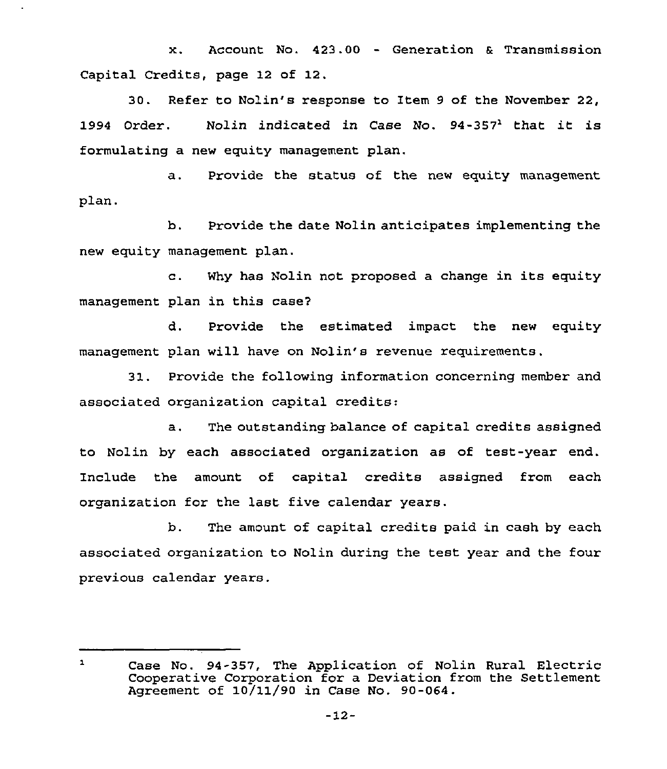x. Account No. 423.00 - Generation & Transmission Capital Credits, page 12 of 12.

30. Refer to Nolin's response to Item 9 of the November 22, 1994 Order. Nolin indicated in Case No. 94-357[1] that it is formulating a new equity management plan.

a. Provide the status of the new equity management plan.

b. Provide the date Nolin anticipates implementing the new equity management plan.

c. Why has Nolin not proposed a change in its equity management plan in this case?

d. Provide the estimated impact the new equity management plan will have on Nolin's revenue requirements.

31. Provide the following information concerning member and associated organization capital credits:

a. The outstanding balance of capital credits assigned to Nolin by each associated organization as of test-year end. Include the amount of capital credits assigned from each organization for the last five calendar years.

b. The amount of capital credits paid in cash by each associated organization to Nolin during the test year and the four previous calendar years.

---

[1] Case No. 94-357, The Application of Nolin Rural Electric Cooperative Corporation for a Deviation from the Settlement Agreement of 10/11/90 in Case No. 90-064.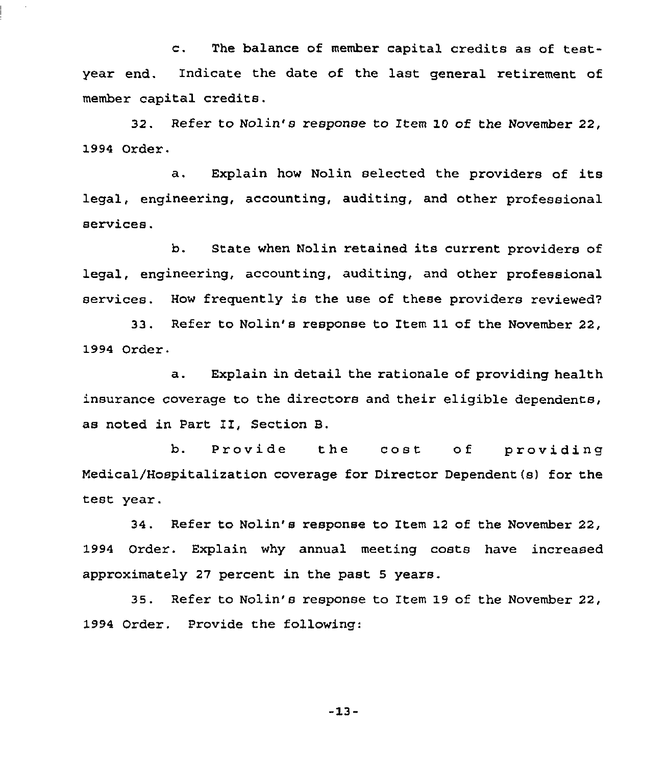c. The balance of member capital credits as of test-year end. Indicate the date of the last general retirement of member capital credits.

32. Refer to Nolin's response to Item 10 of the November 22, 1994 Order.

a. Explain how Nolin selected the providers of its legal, engineering, accounting, auditing, and other professional services.

b. State when Nolin retained its current providers of legal, engineering, accounting, auditing, and other professional services. How frequently is the use of these providers reviewed?

33. Refer to Nolin's response to Item 11 of the November 22, 1994 Order.

a. Explain in detail the rationale of providing health insurance coverage to the directors and their eligible dependents, as noted in Part II, Section B.

b. Provide the cost of providing Medical/Hospitalization coverage for Director Dependent(s) for the test year.

34. Refer to Nolin's response to Item 12 of the November 22, 1994 Order. Explain why annual meeting costs have increased approximately 27 percent in the past 5 years.

35. Refer to Nolin's response to Item 19 of the November 22, 1994 Order. Provide the following: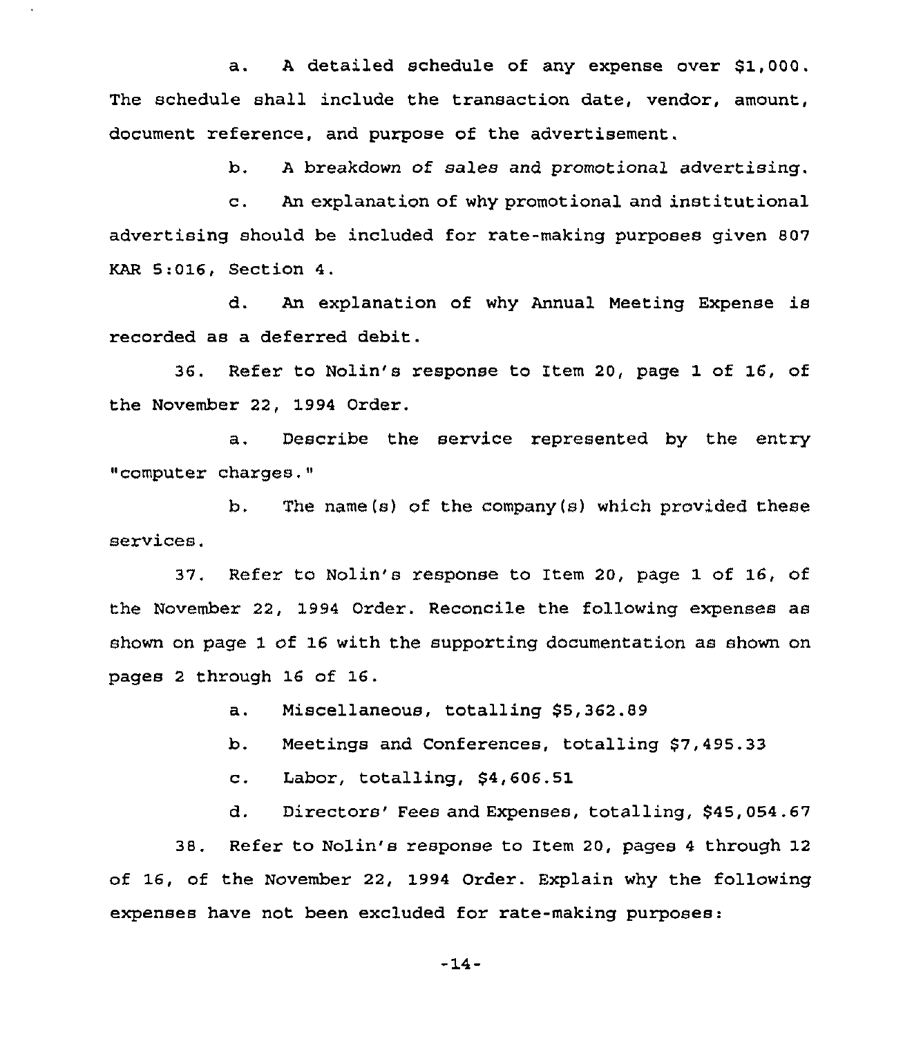a. A detailed schedule of any expense over $1,000. The schedule shall include the transaction date, vendor, amount, document reference, and purpose of the advertisement.

b. A breakdown of sales and promotional advertising.

c. An explanation of why promotional and institutional advertising should be included for rate-making purposes given 807 KAR 5:016, Section 4.

d. An explanation of why Annual Meeting Expense is recorded as a deferred debit.

36. Refer to Nolin's response to Item 20, page 1 of 16, of the November 22, 1994 Order.

a. Describe the service represented by the entry "computer charges."

b. The name(s) of the company(s) which provided these services.

37. Refer to Nolin's response to Item 20, page 1 of 16, of the November 22, 1994 Order. Reconcile the following expenses as shown on page 1 of 16 with the supporting documentation as shown on pages 2 through 16 of 16.

a. Miscellaneous, totalling $5,362.89

b. Meetings and Conferences, totalling $7,495.33

c. Labor, totalling, $4,606.51

d. Directors' Fees and Expenses, totalling, $45,054.67

38. Refer to Nolin's response to Item 20, pages 4 through 12 of 16, of the November 22, 1994 Order. Explain why the following expenses have not been excluded for rate-making purposes: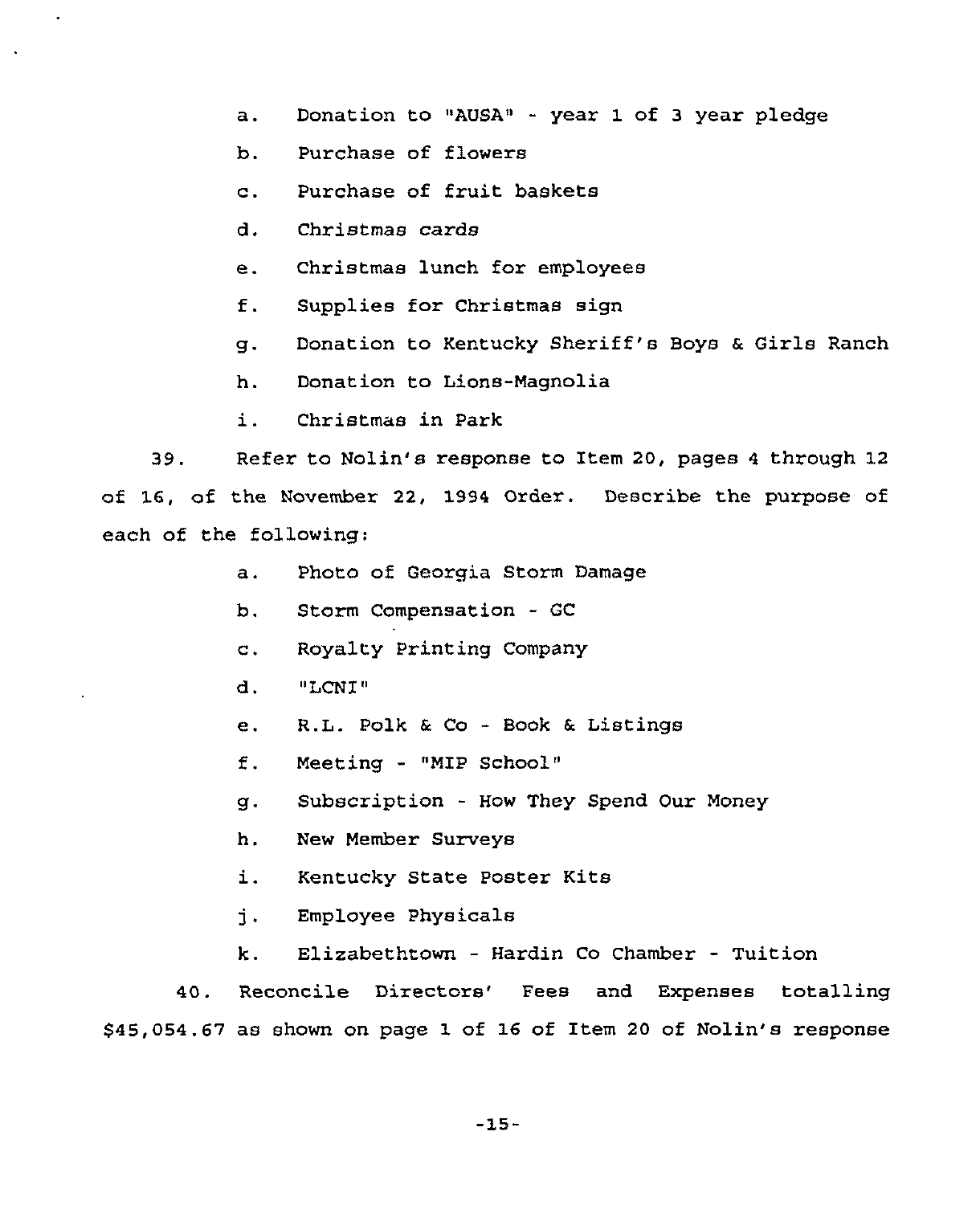a. Donation to "AUSA" - year 1 of 3 year pledge

b. Purchase of flowers

c. Purchase of fruit baskets

d. Christmas cards

e. Christmas lunch for employees

f. Supplies for Christmas sign

g. Donation to Kentucky Sheriff's Boys & Girls Ranch

h. Donation to Lions-Magnolia

i. Christmas in Park

39. Refer to Nolin's response to Item 20, pages 4 through 12 of 16, of the November 22, 1994 Order. Describe the purpose of each of the following:

a. Photo of Georgia Storm Damage

b. Storm Compensation - GC

c. Royalty Printing Company

d. "LCNI"

e. R.L. Polk & Co - Book & Listings

f. Meeting - "MIP School"

g. Subscription - How They Spend Our Money

h. New Member Surveys

i. Kentucky State Poster Kits

j. Employee Physicals

k. Elizabethtown - Hardin Co Chamber - Tuition

40. Reconcile Directors' Fees and Expenses totalling $45,054.67 as shown on page 1 of 16 of Item 20 of Nolin's response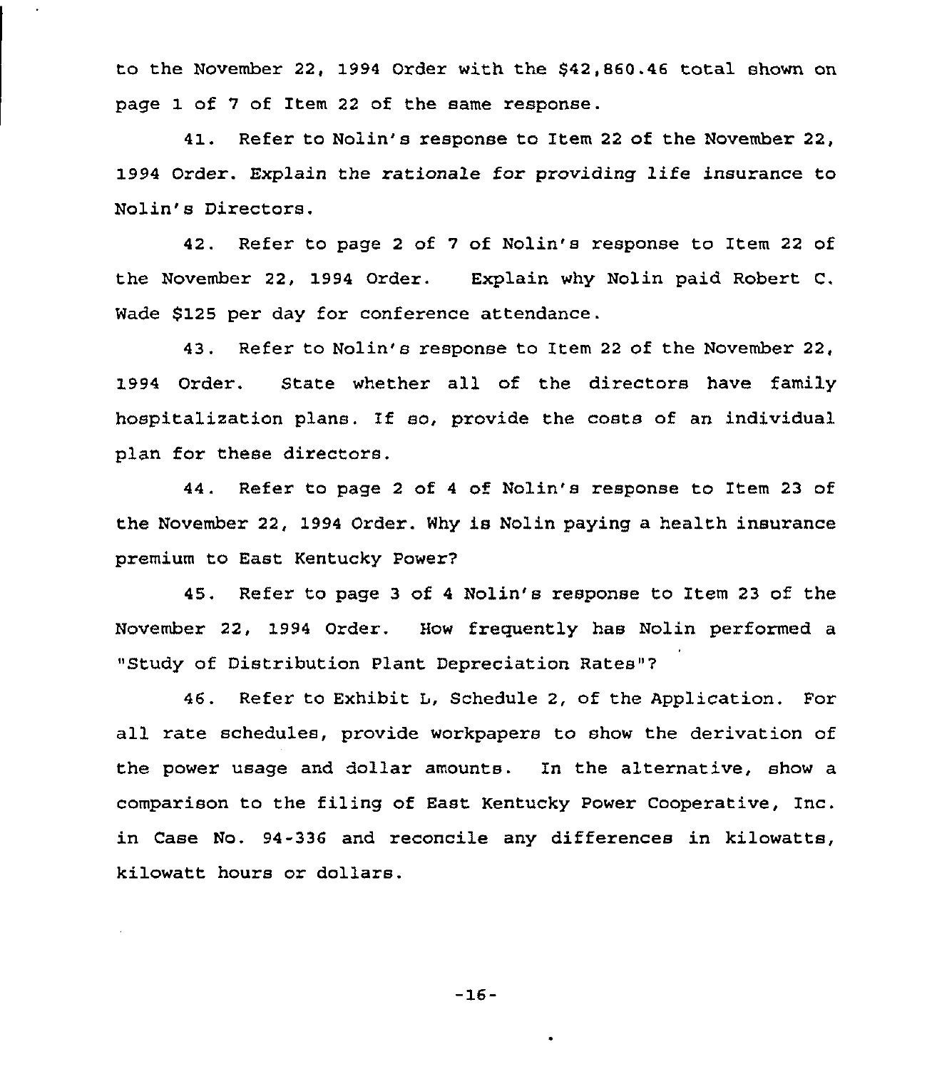to the November 22, 1994 Order with the $42,860.46 total shown on page 1 of 7 of Item 22 of the same response.

41. Refer to Nolin's response to Item 22 of the November 22, 1994 Order. Explain the rationale for providing life insurance to Nolin's Directors.

42. Refer to page 2 of 7 of Nolin's response to Item 22 of the November 22, 1994 Order. Explain why Nolin paid Robert C. Wade $125 per day for conference attendance.

43. Refer to Nolin's response to Item 22 of the November 22, 1994 Order. State whether all of the directors have family hospitalization plans. If so, provide the costs of an individual plan for these directors.

44. Refer to page 2 of 4 of Nolin's response to Item 23 of the November 22, 1994 Order. Why is Nolin paying a health insurance premium to East Kentucky Power?

45. Refer to page 3 of 4 Nolin's response to Item 23 of the November 22, 1994 Order. How frequently has Nolin performed a "Study of Distribution Plant Depreciation Rates"?

46. Refer to Exhibit L, Schedule 2, of the Application. For all rate schedules, provide workpapers to show the derivation of the power usage and dollar amounts. In the alternative, show a comparison to the filing of East Kentucky Power Cooperative, Inc. in Case No. 94-336 and reconcile any differences in kilowatts, kilowatt hours or dollars.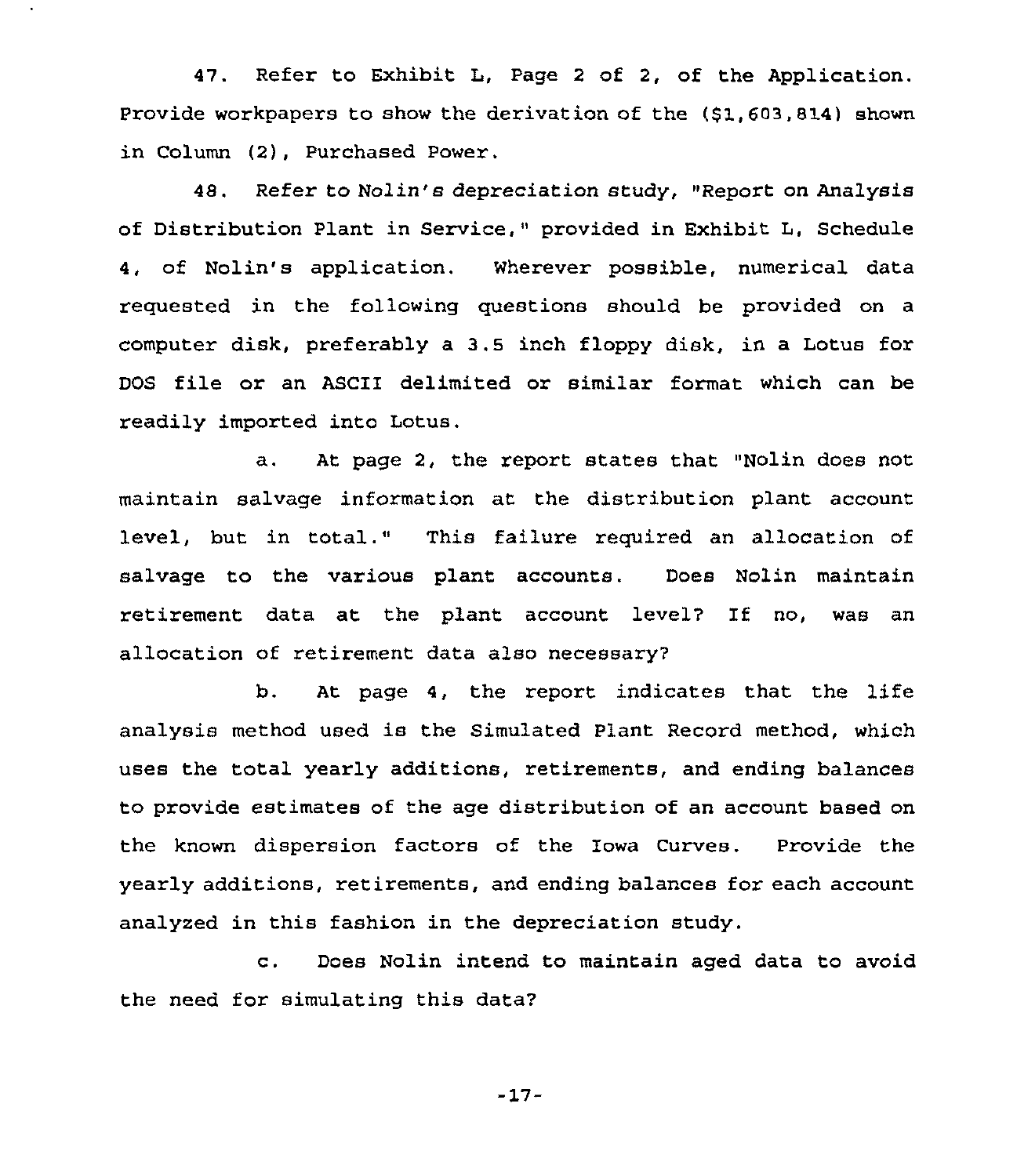47. Refer to Exhibit L, Page 2 of 2, of the Application. Provide workpapers to show the derivation of the ($1,603,814) shown in Column (2), Purchased Power.

48. Refer to Nolin's depreciation study, "Report on Analysis of Distribution Plant in Service," provided in Exhibit L, Schedule 4, of Nolin's application. Wherever possible, numerical data requested in the following questions should be provided on a computer disk, preferably a 3.5 inch floppy disk, in a Lotus for DOS file or an ASCII delimited or similar format which can be readily imported into Lotus.

a. At page 2, the report states that "Nolin does not maintain salvage information at the distribution plant account level, but in total." This failure required an allocation of salvage to the various plant accounts. Does Nolin maintain retirement data at the plant account level? If no, was an allocation of retirement data also necessary?

b. At page 4, the report indicates that the life analysis method used is the Simulated Plant Record method, which uses the total yearly additions, retirements, and ending balances to provide estimates of the age distribution of an account based on the known dispersion factors of the Iowa Curves. Provide the yearly additions, retirements, and ending balances for each account analyzed in this fashion in the depreciation study.

c. Does Nolin intend to maintain aged data to avoid the need for simulating this data?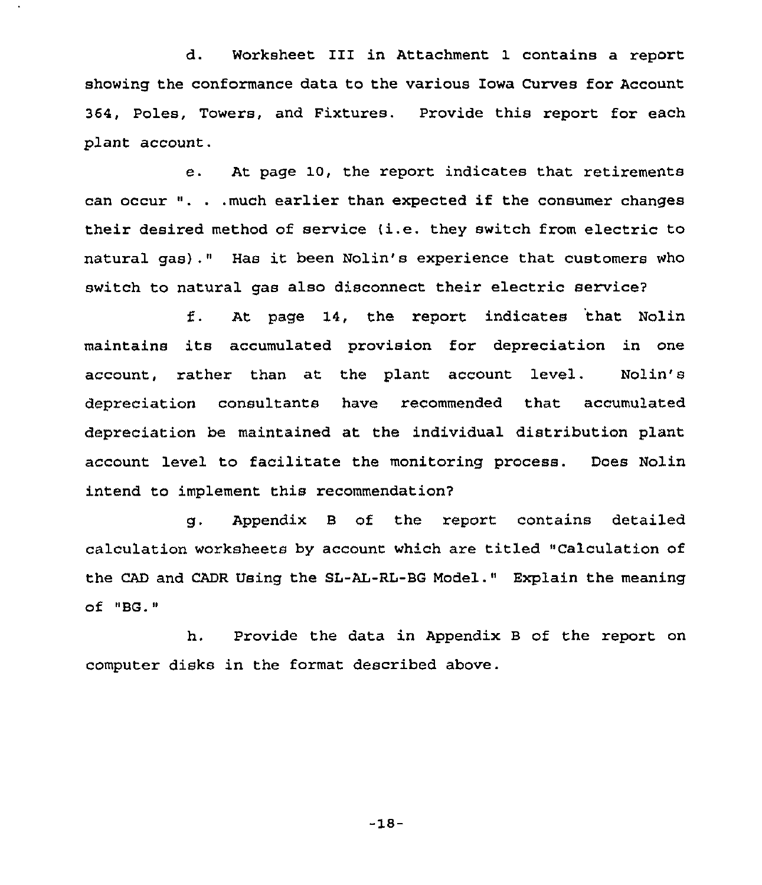d. Worksheet III in Attachment 1 contains a report showing the conformance data to the various Iowa Curves for Account 364, Poles, Towers, and Fixtures. Provide this report for each plant account.

e. At page 10, the report indicates that retirements can occur ". . .much earlier than expected if the consumer changes their desired method of service (i.e. they switch from electric to natural gas)." Has it been Nolin's experience that customers who switch to natural gas also disconnect their electric service?

f. At page 14, the report indicates that Nolin maintains its accumulated provision for depreciation in one account, rather than at the plant account level. Nolin's depreciation consultants have recommended that accumulated depreciation be maintained at the individual distribution plant account level to facilitate the monitoring process. Does Nolin intend to implement this recommendation?

g. Appendix B of the report contains detailed calculation worksheets by account which are titled "Calculation of the CAD and CADR Using the SL-AL-RL-BG Model." Explain the meaning of "BG."

h. Provide the data in Appendix B of the report on computer disks in the format described above.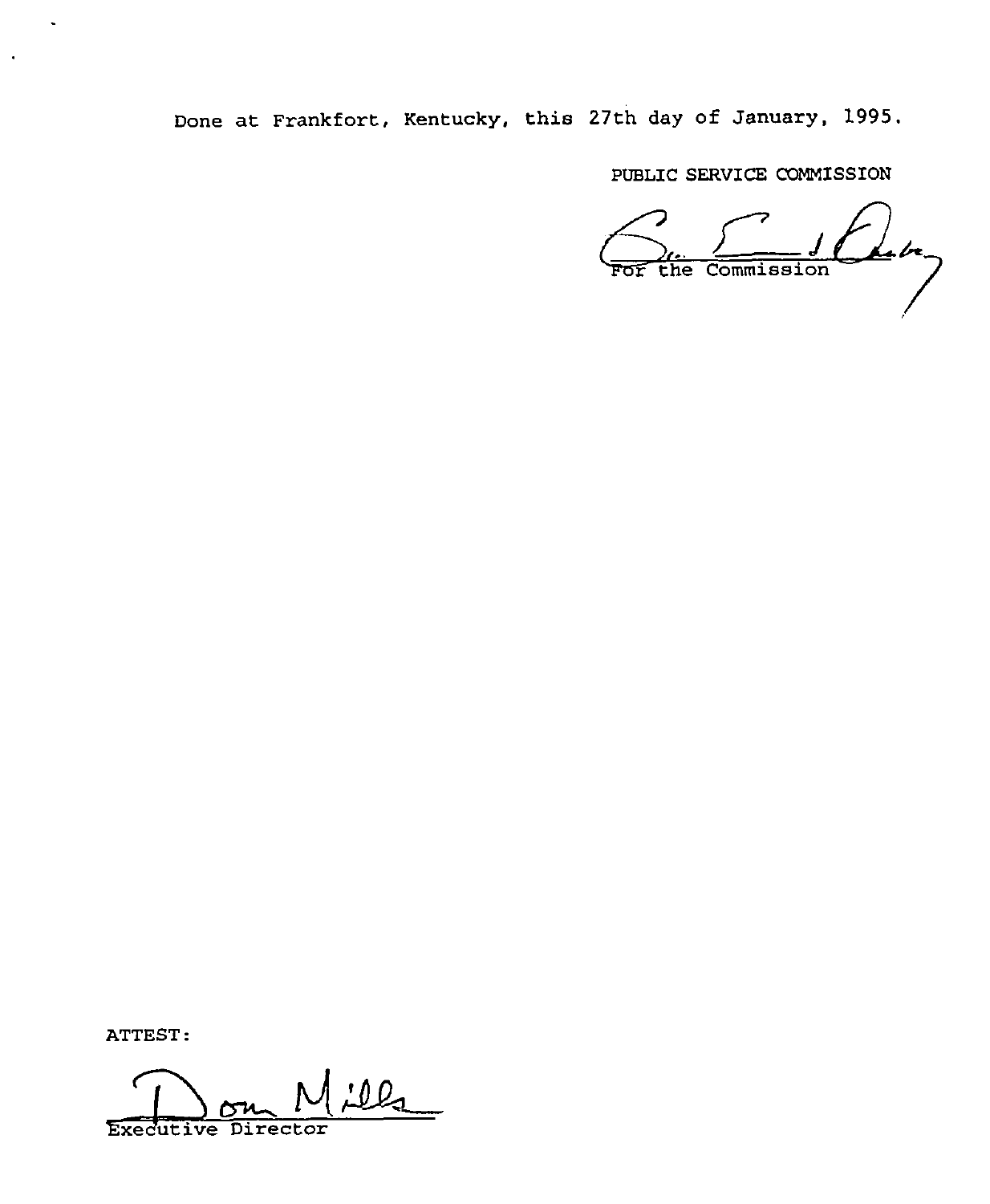Done at Frankfort, Kentucky, this 27th day of January, 1995.

PUBLIC SERVICE COMMISSION

For the Commission

ATTEST:

Executive Director